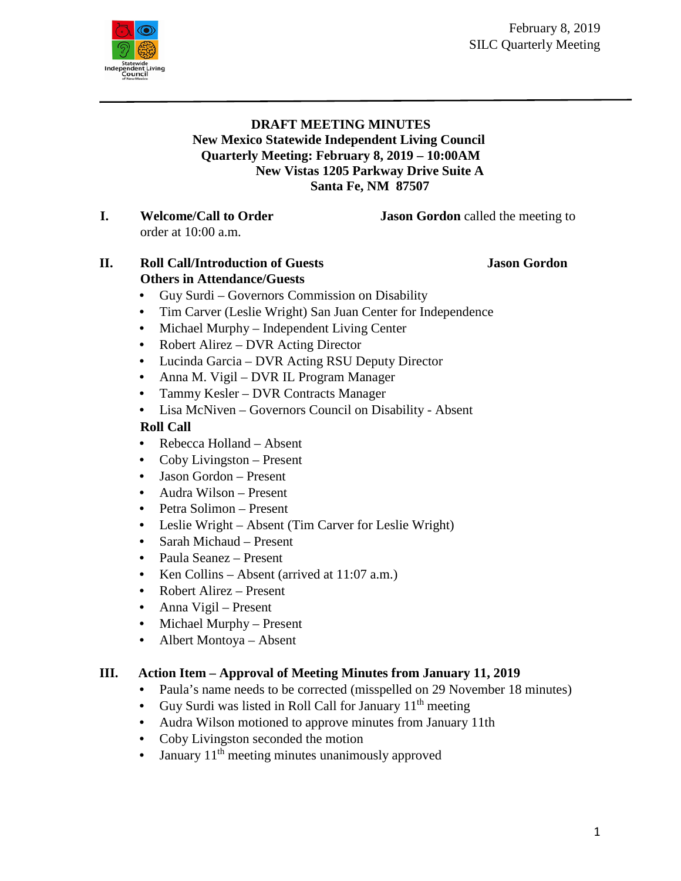February 8, 2019
SILC Quarterly Meeting

**DRAFT MEETING MINUTES**
**New Mexico Statewide Independent Living Council**
**Quarterly Meeting: February 8, 2019 – 10:00AM**
**New Vistas 1205 Parkway Drive Suite A**
**Santa Fe, NM 87507**

## I. Welcome/Call to Order

**Jason Gordon** called the meeting to order at 10:00 a.m.

## II. Roll Call/Introduction of Guests — Jason Gordon

**Others in Attendance/Guests**

- Guy Surdi – Governors Commission on Disability
- Tim Carver (Leslie Wright) San Juan Center for Independence
- Michael Murphy – Independent Living Center
- Robert Alirez – DVR Acting Director
- Lucinda Garcia – DVR Acting RSU Deputy Director
- Anna M. Vigil – DVR IL Program Manager
- Tammy Kesler – DVR Contracts Manager
- Lisa McNiven – Governors Council on Disability - Absent

**Roll Call**

- Rebecca Holland – Absent
- Coby Livingston – Present
- Jason Gordon – Present
- Audra Wilson – Present
- Petra Solimon – Present
- Leslie Wright – Absent (Tim Carver for Leslie Wright)
- Sarah Michaud – Present
- Paula Seanez – Present
- Ken Collins – Absent (arrived at 11:07 a.m.)
- Robert Alirez – Present
- Anna Vigil – Present
- Michael Murphy – Present
- Albert Montoya – Absent

## III. Action Item – Approval of Meeting Minutes from January 11, 2019

- Paula's name needs to be corrected (misspelled on 29 November 18 minutes)
- Guy Surdi was listed in Roll Call for January 11th meeting
- Audra Wilson motioned to approve minutes from January 11th
- Coby Livingston seconded the motion
- January 11th meeting minutes unanimously approved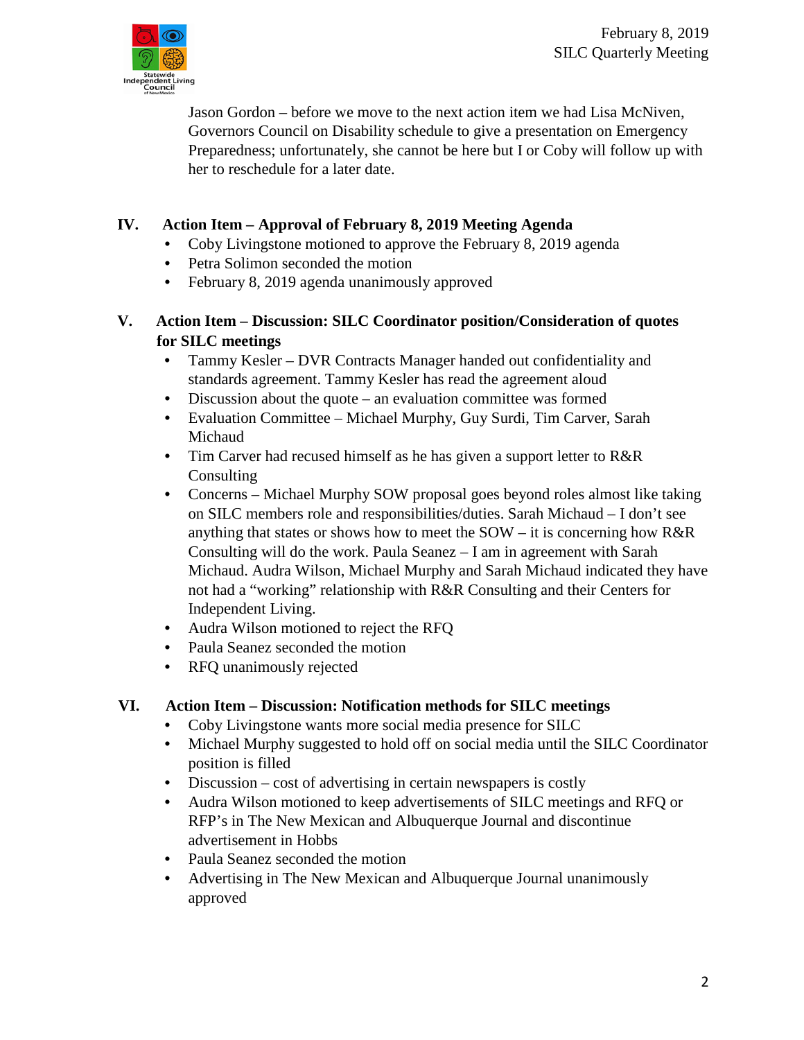Jason Gordon – before we move to the next action item we had Lisa McNiven, Governors Council on Disability schedule to give a presentation on Emergency Preparedness; unfortunately, she cannot be here but I or Coby will follow up with her to reschedule for a later date.

## IV. Action Item – Approval of February 8, 2019 Meeting Agenda

- Coby Livingstone motioned to approve the February 8, 2019 agenda
- Petra Solimon seconded the motion
- February 8, 2019 agenda unanimously approved

## V. Action Item – Discussion: SILC Coordinator position/Consideration of quotes for SILC meetings

- Tammy Kesler – DVR Contracts Manager handed out confidentiality and standards agreement. Tammy Kesler has read the agreement aloud
- Discussion about the quote – an evaluation committee was formed
- Evaluation Committee – Michael Murphy, Guy Surdi, Tim Carver, Sarah Michaud
- Tim Carver had recused himself as he has given a support letter to R&R Consulting
- Concerns – Michael Murphy SOW proposal goes beyond roles almost like taking on SILC members role and responsibilities/duties. Sarah Michaud – I don't see anything that states or shows how to meet the SOW – it is concerning how R&R Consulting will do the work. Paula Seanez – I am in agreement with Sarah Michaud. Audra Wilson, Michael Murphy and Sarah Michaud indicated they have not had a "working" relationship with R&R Consulting and their Centers for Independent Living.
- Audra Wilson motioned to reject the RFQ
- Paula Seanez seconded the motion
- RFQ unanimously rejected

## VI. Action Item – Discussion: Notification methods for SILC meetings

- Coby Livingstone wants more social media presence for SILC
- Michael Murphy suggested to hold off on social media until the SILC Coordinator position is filled
- Discussion – cost of advertising in certain newspapers is costly
- Audra Wilson motioned to keep advertisements of SILC meetings and RFQ or RFP's in The New Mexican and Albuquerque Journal and discontinue advertisement in Hobbs
- Paula Seanez seconded the motion
- Advertising in The New Mexican and Albuquerque Journal unanimously approved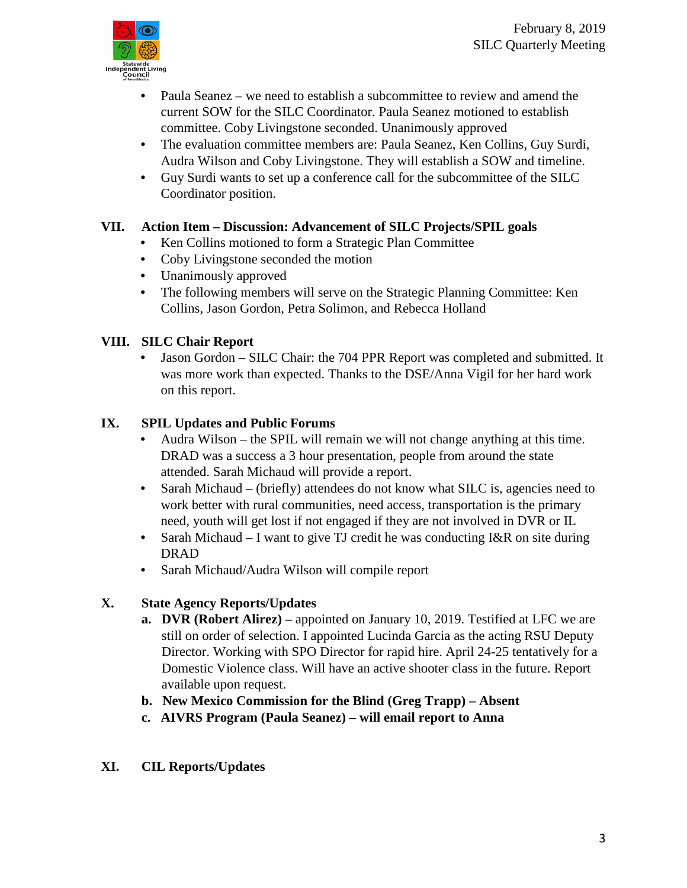- Paula Seanez – we need to establish a subcommittee to review and amend the current SOW for the SILC Coordinator. Paula Seanez motioned to establish committee. Coby Livingstone seconded. Unanimously approved
- The evaluation committee members are: Paula Seanez, Ken Collins, Guy Surdi, Audra Wilson and Coby Livingstone. They will establish a SOW and timeline.
- Guy Surdi wants to set up a conference call for the subcommittee of the SILC Coordinator position.

**VII. Action Item – Discussion: Advancement of SILC Projects/SPIL goals**

- Ken Collins motioned to form a Strategic Plan Committee
- Coby Livingstone seconded the motion
- Unanimously approved
- The following members will serve on the Strategic Planning Committee: Ken Collins, Jason Gordon, Petra Solimon, and Rebecca Holland

**VIII. SILC Chair Report**

- Jason Gordon – SILC Chair: the 704 PPR Report was completed and submitted. It was more work than expected. Thanks to the DSE/Anna Vigil for her hard work on this report.

**IX. SPIL Updates and Public Forums**

- Audra Wilson – the SPIL will remain we will not change anything at this time. DRAD was a success a 3 hour presentation, people from around the state attended. Sarah Michaud will provide a report.
- Sarah Michaud – (briefly) attendees do not know what SILC is, agencies need to work better with rural communities, need access, transportation is the primary need, youth will get lost if not engaged if they are not involved in DVR or IL
- Sarah Michaud – I want to give TJ credit he was conducting I&R on site during DRAD
- Sarah Michaud/Audra Wilson will compile report

**X. State Agency Reports/Updates**

a. **DVR (Robert Alirez) –** appointed on January 10, 2019. Testified at LFC we are still on order of selection. I appointed Lucinda Garcia as the acting RSU Deputy Director. Working with SPO Director for rapid hire. April 24-25 tentatively for a Domestic Violence class. Will have an active shooter class in the future. Report available upon request.

b. **New Mexico Commission for the Blind (Greg Trapp) – Absent**

c. **AIVRS Program (Paula Seanez) – will email report to Anna**

**XI. CIL Reports/Updates**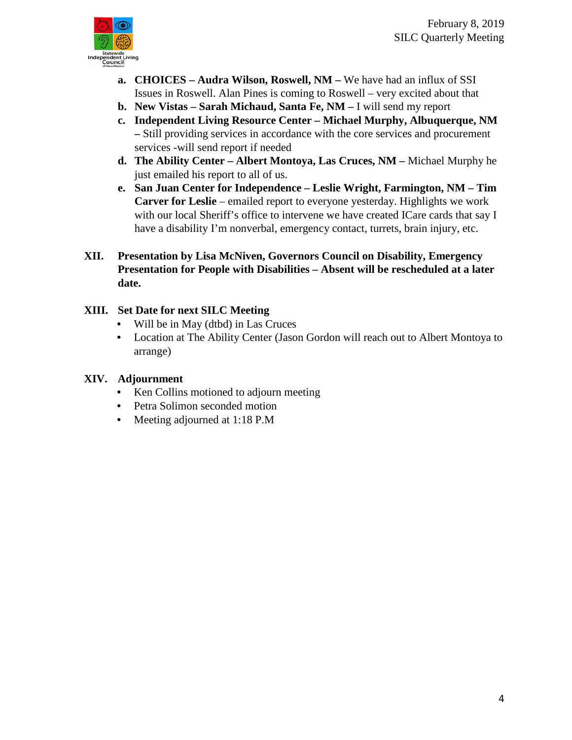a. **CHOICES – Audra Wilson, Roswell, NM –** We have had an influx of SSI Issues in Roswell. Alan Pines is coming to Roswell – very excited about that
b. **New Vistas – Sarah Michaud, Santa Fe, NM –** I will send my report
c. **Independent Living Resource Center – Michael Murphy, Albuquerque, NM –** Still providing services in accordance with the core services and procurement services -will send report if needed
d. **The Ability Center – Albert Montoya, Las Cruces, NM –** Michael Murphy he just emailed his report to all of us.
e. **San Juan Center for Independence – Leslie Wright, Farmington, NM – Tim Carver for Leslie** – emailed report to everyone yesterday. Highlights we work with our local Sheriff's office to intervene we have created ICare cards that say I have a disability I'm nonverbal, emergency contact, turrets, brain injury, etc.

## XII. Presentation by Lisa McNiven, Governors Council on Disability, Emergency Presentation for People with Disabilities – Absent will be rescheduled at a later date.

## XIII. Set Date for next SILC Meeting

- Will be in May (dtbd) in Las Cruces
- Location at The Ability Center (Jason Gordon will reach out to Albert Montoya to arrange)

## XIV. Adjournment

- Ken Collins motioned to adjourn meeting
- Petra Solimon seconded motion
- Meeting adjourned at 1:18 P.M